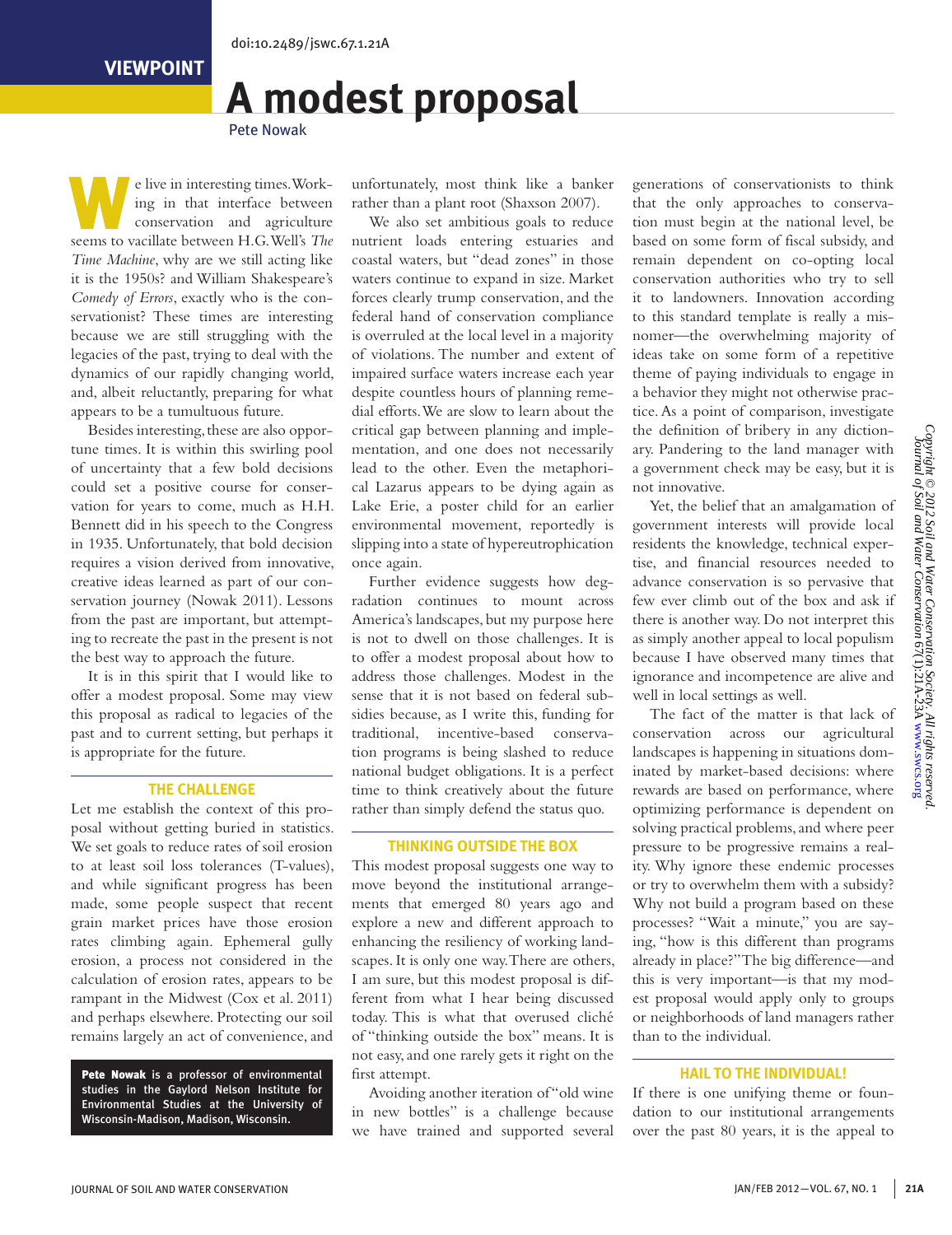VIEWPOINT

# A modest proposal

Pete Nowak

We live in interesting times. Working in that interface between conservation and agriculture seems to vacillate between H.G. Well's *The Time Machine*, why are we still acting like it is the 1950s? and William Shakespeare's *Comedy of Errors*, exactly who is the conservationist? These times are interesting because we are still struggling with the legacies of the past, trying to deal with the dynamics of our rapidly changing world, and, albeit reluctantly, preparing for what appears to be a tumultuous future.

Besides interesting, these are also opportune times. It is within this swirling pool of uncertainty that a few bold decisions could set a positive course for conservation for years to come, much as H.H. Bennett did in his speech to the Congress in 1935. Unfortunately, that bold decision requires a vision derived from innovative, creative ideas learned as part of our conservation journey (Nowak 2011). Lessons from the past are important, but attempting to recreate the past in the present is not the best way to approach the future.

It is in this spirit that I would like to offer a modest proposal. Some may view this proposal as radical to legacies of the past and to current setting, but perhaps it is appropriate for the future.

## THE CHALLENGE

Let me establish the context of this proposal without getting buried in statistics. We set goals to reduce rates of soil erosion to at least soil loss tolerances (T-values), and while significant progress has been made, some people suspect that recent grain market prices have those erosion rates climbing again. Ephemeral gully erosion, a process not considered in the calculation of erosion rates, appears to be rampant in the Midwest (Cox et al. 2011) and perhaps elsewhere. Protecting our soil remains largely an act of convenience, and unfortunately, most think like a banker rather than a plant root (Shaxson 2007).

We also set ambitious goals to reduce nutrient loads entering estuaries and coastal waters, but "dead zones" in those waters continue to expand in size. Market forces clearly trump conservation, and the federal hand of conservation compliance is overruled at the local level in a majority of violations. The number and extent of impaired surface waters increase each year despite countless hours of planning remedial efforts. We are slow to learn about the critical gap between planning and implementation, and one does not necessarily lead to the other. Even the metaphorical Lazarus appears to be dying again as Lake Erie, a poster child for an earlier environmental movement, reportedly is slipping into a state of hypereutrophication once again.

Further evidence suggests how degradation continues to mount across America's landscapes, but my purpose here is not to dwell on those challenges. It is to offer a modest proposal about how to address those challenges. Modest in the sense that it is not based on federal subsidies because, as I write this, funding for traditional, incentive-based conservation programs is being slashed to reduce national budget obligations. It is a perfect time to think creatively about the future rather than simply defend the status quo.

## THINKING OUTSIDE THE BOX

This modest proposal suggests one way to move beyond the institutional arrangements that emerged 80 years ago and explore a new and different approach to enhancing the resiliency of working landscapes. It is only one way. There are others, I am sure, but this modest proposal is different from what I hear being discussed today. This is what that overused cliché of "thinking outside the box" means. It is not easy, and one rarely gets it right on the first attempt.

Avoiding another iteration of "old wine in new bottles" is a challenge because we have trained and supported several generations of conservationists to think that the only approaches to conservation must begin at the national level, be based on some form of fiscal subsidy, and remain dependent on co-opting local conservation authorities who try to sell it to landowners. Innovation according to this standard template is really a misnomer—the overwhelming majority of ideas take on some form of a repetitive theme of paying individuals to engage in a behavior they might not otherwise practice. As a point of comparison, investigate the definition of bribery in any dictionary. Pandering to the land manager with a government check may be easy, but it is not innovative.

Yet, the belief that an amalgamation of government interests will provide local residents the knowledge, technical expertise, and financial resources needed to advance conservation is so pervasive that few ever climb out of the box and ask if there is another way. Do not interpret this as simply another appeal to local populism because I have observed many times that ignorance and incompetence are alive and well in local settings as well.

The fact of the matter is that lack of conservation across our agricultural landscapes is happening in situations dominated by market-based decisions: where rewards are based on performance, where optimizing performance is dependent on solving practical problems, and where peer pressure to be progressive remains a reality. Why ignore these endemic processes or try to overwhelm them with a subsidy? Why not build a program based on these processes? "Wait a minute," you are saying, "how is this different than programs already in place?" The big difference—and this is very important—is that my modest proposal would apply only to groups or neighborhoods of land managers rather than to the individual.

## HAIL TO THE INDIVIDUAL!

If there is one unifying theme or foundation to our institutional arrangements over the past 80 years, it is the appeal to

**Pete Nowak** is a professor of environmental studies in the Gaylord Nelson Institute for Environmental Studies at the University of Wisconsin-Madison, Madison, Wisconsin.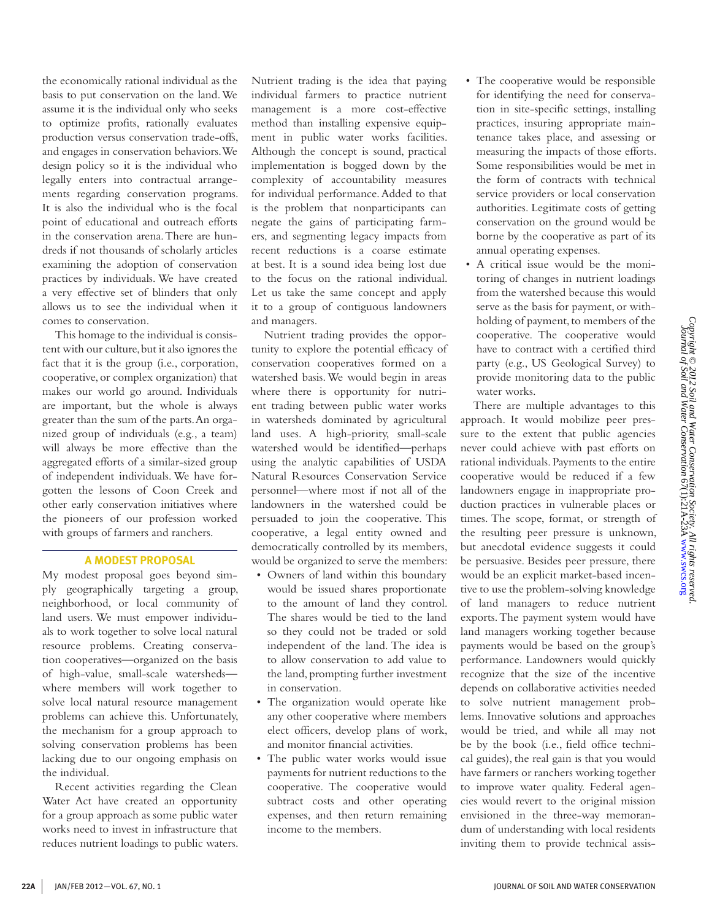the economically rational individual as the basis to put conservation on the land. We assume it is the individual only who seeks to optimize profits, rationally evaluates production versus conservation trade-offs, and engages in conservation behaviors. We design policy so it is the individual who legally enters into contractual arrangements regarding conservation programs. It is also the individual who is the focal point of educational and outreach efforts in the conservation arena. There are hundreds if not thousands of scholarly articles examining the adoption of conservation practices by individuals. We have created a very effective set of blinders that only allows us to see the individual when it comes to conservation.

This homage to the individual is consistent with our culture, but it also ignores the fact that it is the group (i.e., corporation, cooperative, or complex organization) that makes our world go around. Individuals are important, but the whole is always greater than the sum of the parts. An organized group of individuals (e.g., a team) will always be more effective than the aggregated efforts of a similar-sized group of independent individuals. We have forgotten the lessons of Coon Creek and other early conservation initiatives where the pioneers of our profession worked with groups of farmers and ranchers.

## A MODEST PROPOSAL

My modest proposal goes beyond simply geographically targeting a group, neighborhood, or local community of land users. We must empower individuals to work together to solve local natural resource problems. Creating conservation cooperatives—organized on the basis of high-value, small-scale watersheds—where members will work together to solve local natural resource management problems can achieve this. Unfortunately, the mechanism for a group approach to solving conservation problems has been lacking due to our ongoing emphasis on the individual.

Recent activities regarding the Clean Water Act have created an opportunity for a group approach as some public water works need to invest in infrastructure that reduces nutrient loadings to public waters. Nutrient trading is the idea that paying individual farmers to practice nutrient management is a more cost-effective method than installing expensive equipment in public water works facilities. Although the concept is sound, practical implementation is bogged down by the complexity of accountability measures for individual performance. Added to that is the problem that nonparticipants can negate the gains of participating farmers, and segmenting legacy impacts from recent reductions is a coarse estimate at best. It is a sound idea being lost due to the focus on the rational individual. Let us take the same concept and apply it to a group of contiguous landowners and managers.

Nutrient trading provides the opportunity to explore the potential efficacy of conservation cooperatives formed on a watershed basis. We would begin in areas where there is opportunity for nutrient trading between public water works in watersheds dominated by agricultural land uses. A high-priority, small-scale watershed would be identified—perhaps using the analytic capabilities of USDA Natural Resources Conservation Service personnel—where most if not all of the landowners in the watershed could be persuaded to join the cooperative. This cooperative, a legal entity owned and democratically controlled by its members, would be organized to serve the members:

- Owners of land within this boundary would be issued shares proportionate to the amount of land they control. The shares would be tied to the land so they could not be traded or sold independent of the land. The idea is to allow conservation to add value to the land, prompting further investment in conservation.
- The organization would operate like any other cooperative where members elect officers, develop plans of work, and monitor financial activities.
- The public water works would issue payments for nutrient reductions to the cooperative. The cooperative would subtract costs and other operating expenses, and then return remaining income to the members.
- The cooperative would be responsible for identifying the need for conservation in site-specific settings, installing practices, insuring appropriate maintenance takes place, and assessing or measuring the impacts of those efforts. Some responsibilities would be met in the form of contracts with technical service providers or local conservation authorities. Legitimate costs of getting conservation on the ground would be borne by the cooperative as part of its annual operating expenses.
- A critical issue would be the monitoring of changes in nutrient loadings from the watershed because this would serve as the basis for payment, or withholding of payment, to members of the cooperative. The cooperative would have to contract with a certified third party (e.g., US Geological Survey) to provide monitoring data to the public water works.

There are multiple advantages to this approach. It would mobilize peer pressure to the extent that public agencies never could achieve with past efforts on rational individuals. Payments to the entire cooperative would be reduced if a few landowners engage in inappropriate production practices in vulnerable places or times. The scope, format, or strength of the resulting peer pressure is unknown, but anecdotal evidence suggests it could be persuasive. Besides peer pressure, there would be an explicit market-based incentive to use the problem-solving knowledge of land managers to reduce nutrient exports. The payment system would have land managers working together because payments would be based on the group's performance. Landowners would quickly recognize that the size of the incentive depends on collaborative activities needed to solve nutrient management problems. Innovative solutions and approaches would be tried, and while all may not be by the book (i.e., field office technical guides), the real gain is that you would have farmers or ranchers working together to improve water quality. Federal agencies would revert to the original mission envisioned in the three-way memorandum of understanding with local residents inviting them to provide technical assis-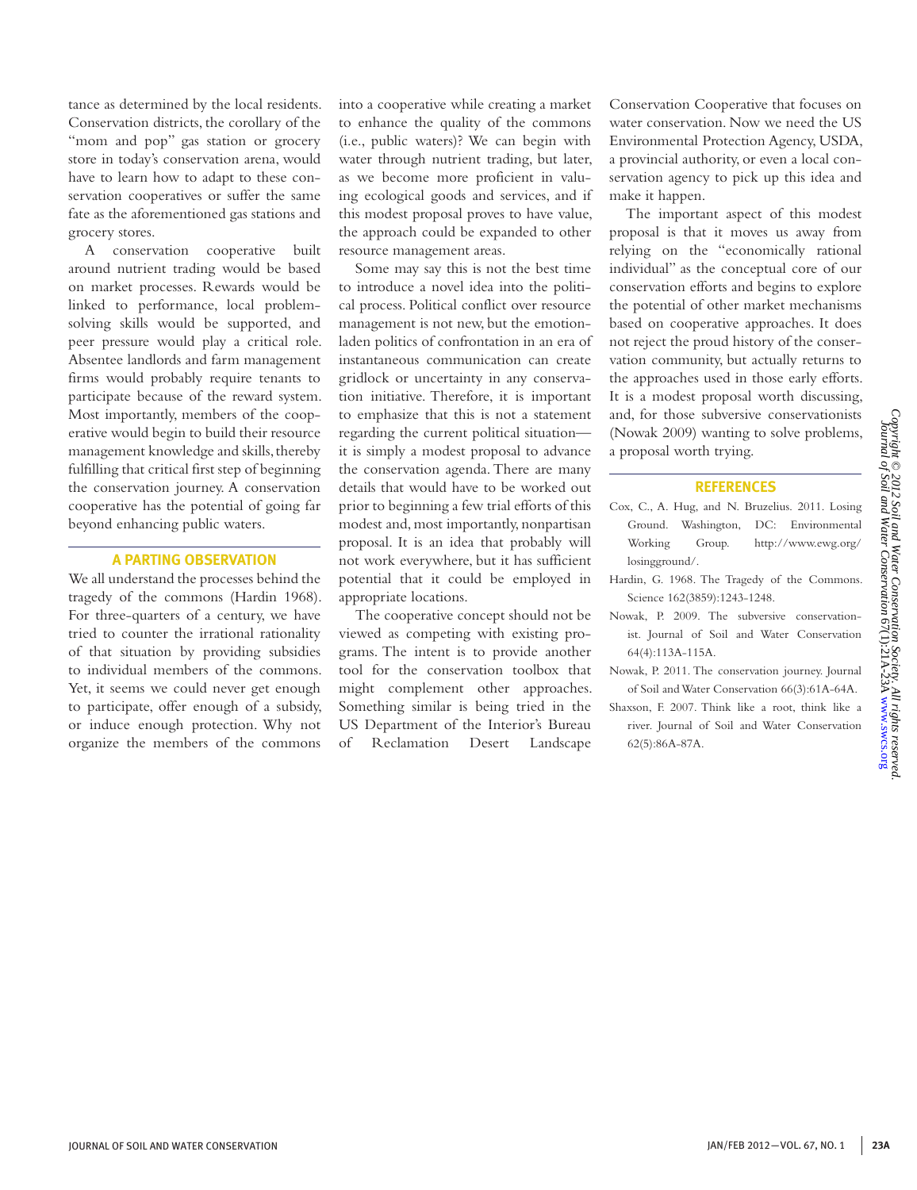tance as determined by the local residents. Conservation districts, the corollary of the "mom and pop" gas station or grocery store in today's conservation arena, would have to learn how to adapt to these conservation cooperatives or suffer the same fate as the aforementioned gas stations and grocery stores.

A conservation cooperative built around nutrient trading would be based on market processes. Rewards would be linked to performance, local problem-solving skills would be supported, and peer pressure would play a critical role. Absentee landlords and farm management firms would probably require tenants to participate because of the reward system. Most importantly, members of the cooperative would begin to build their resource management knowledge and skills, thereby fulfilling that critical first step of beginning the conservation journey. A conservation cooperative has the potential of going far beyond enhancing public waters.

## A PARTING OBSERVATION

We all understand the processes behind the tragedy of the commons (Hardin 1968). For three-quarters of a century, we have tried to counter the irrational rationality of that situation by providing subsidies to individual members of the commons. Yet, it seems we could never get enough to participate, offer enough of a subsidy, or induce enough protection. Why not organize the members of the commons into a cooperative while creating a market to enhance the quality of the commons (i.e., public waters)? We can begin with water through nutrient trading, but later, as we become more proficient in valuing ecological goods and services, and if this modest proposal proves to have value, the approach could be expanded to other resource management areas.

Some may say this is not the best time to introduce a novel idea into the political process. Political conflict over resource management is not new, but the emotion-laden politics of confrontation in an era of instantaneous communication can create gridlock or uncertainty in any conservation initiative. Therefore, it is important to emphasize that this is not a statement regarding the current political situation—it is simply a modest proposal to advance the conservation agenda. There are many details that would have to be worked out prior to beginning a few trial efforts of this modest and, most importantly, nonpartisan proposal. It is an idea that probably will not work everywhere, but it has sufficient potential that it could be employed in appropriate locations.

The cooperative concept should not be viewed as competing with existing programs. The intent is to provide another tool for the conservation toolbox that might complement other approaches. Something similar is being tried in the US Department of the Interior's Bureau of Reclamation Desert Landscape Conservation Cooperative that focuses on water conservation. Now we need the US Environmental Protection Agency, USDA, a provincial authority, or even a local conservation agency to pick up this idea and make it happen.

The important aspect of this modest proposal is that it moves us away from relying on the "economically rational individual" as the conceptual core of our conservation efforts and begins to explore the potential of other market mechanisms based on cooperative approaches. It does not reject the proud history of the conservation community, but actually returns to the approaches used in those early efforts. It is a modest proposal worth discussing, and, for those subversive conservationists (Nowak 2009) wanting to solve problems, a proposal worth trying.

## REFERENCES

Cox, C., A. Hug, and N. Bruzelius. 2011. Losing Ground. Washington, DC: Environmental Working Group. http://www.ewg.org/losingground/.

Hardin, G. 1968. The Tragedy of the Commons. Science 162(3859):1243-1248.

Nowak, P. 2009. The subversive conservationist. Journal of Soil and Water Conservation 64(4):113A-115A.

Nowak, P. 2011. The conservation journey. Journal of Soil and Water Conservation 66(3):61A-64A.

Shaxson, F. 2007. Think like a root, think like a river. Journal of Soil and Water Conservation 62(5):86A-87A.